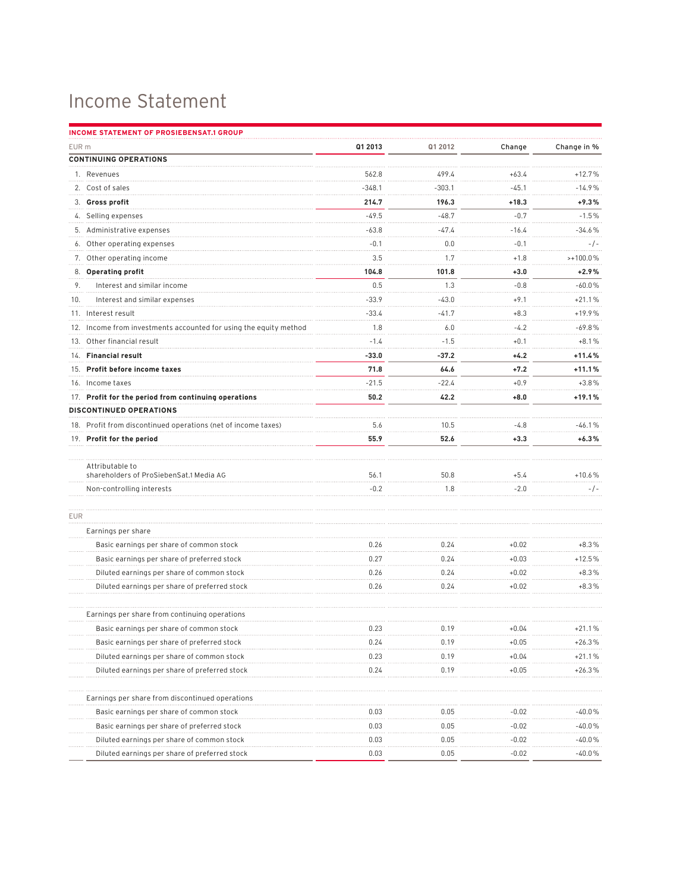# Income Statement

**INCOME STATEMENT OF PROSIEBENSAT.1 GROUP**

| EUR m | Q1 2013 | Q1 2012 | Change | Change in % |
|---|---|---|---|---|
| **CONTINUING OPERATIONS** | | | | |
| 1. Revenues | 562.8 | 499.4 | +63.4 | +12.7% |
| 2. Cost of sales | -348.1 | -303.1 | -45.1 | -14.9% |
| 3. **Gross profit** | **214.7** | **196.3** | **+18.3** | **+9.3%** |
| 4. Selling expenses | -49.5 | -48.7 | -0.7 | -1.5% |
| 5. Administrative expenses | -63.8 | -47.4 | -16.4 | -34.6% |
| 6. Other operating expenses | -0.1 | 0.0 | -0.1 | -/- |
| 7. Other operating income | 3.5 | 1.7 | +1.8 | >+100.0% |
| 8. **Operating profit** | **104.8** | **101.8** | **+3.0** | **+2.9%** |
| 9. Interest and similar income | 0.5 | 1.3 | -0.8 | -60.0% |
| 10. Interest and similar expenses | -33.9 | -43.0 | +9.1 | +21.1% |
| 11. Interest result | -33.4 | -41.7 | +8.3 | +19.9% |
| 12. Income from investments accounted for using the equity method | 1.8 | 6.0 | -4.2 | -69.8% |
| 13. Other financial result | -1.4 | -1.5 | +0.1 | +8.1% |
| 14. **Financial result** | **-33.0** | **-37.2** | **+4.2** | **+11.4%** |
| 15. **Profit before income taxes** | **71.8** | **64.6** | **+7.2** | **+11.1%** |
| 16. Income taxes | -21.5 | -22.4 | +0.9 | +3.8% |
| 17. **Profit for the period from continuing operations** | **50.2** | **42.2** | **+8.0** | **+19.1%** |
| **DISCONTINUED OPERATIONS** | | | | |
| 18. Profit from discontinued operations (net of income taxes) | 5.6 | 10.5 | -4.8 | -46.1% |
| 19. **Profit for the period** | **55.9** | **52.6** | **+3.3** | **+6.3%** |
| Attributable to shareholders of ProSiebenSat.1 Media AG | 56.1 | 50.8 | +5.4 | +10.6% |
| Non-controlling interests | -0.2 | 1.8 | -2.0 | -/- |
| **EUR** | | | | |
| Earnings per share | | | | |
| Basic earnings per share of common stock | 0.26 | 0.24 | +0.02 | +8.3% |
| Basic earnings per share of preferred stock | 0.27 | 0.24 | +0.03 | +12.5% |
| Diluted earnings per share of common stock | 0.26 | 0.24 | +0.02 | +8.3% |
| Diluted earnings per share of preferred stock | 0.26 | 0.24 | +0.02 | +8.3% |
| Earnings per share from continuing operations | | | | |
| Basic earnings per share of common stock | 0.23 | 0.19 | +0.04 | +21.1% |
| Basic earnings per share of preferred stock | 0.24 | 0.19 | +0.05 | +26.3% |
| Diluted earnings per share of common stock | 0.23 | 0.19 | +0.04 | +21.1% |
| Diluted earnings per share of preferred stock | 0.24 | 0.19 | +0.05 | +26.3% |
| Earnings per share from discontinued operations | | | | |
| Basic earnings per share of common stock | 0.03 | 0.05 | -0.02 | -40.0% |
| Basic earnings per share of preferred stock | 0.03 | 0.05 | -0.02 | -40.0% |
| Diluted earnings per share of common stock | 0.03 | 0.05 | -0.02 | -40.0% |
| Diluted earnings per share of preferred stock | 0.03 | 0.05 | -0.02 | -40.0% |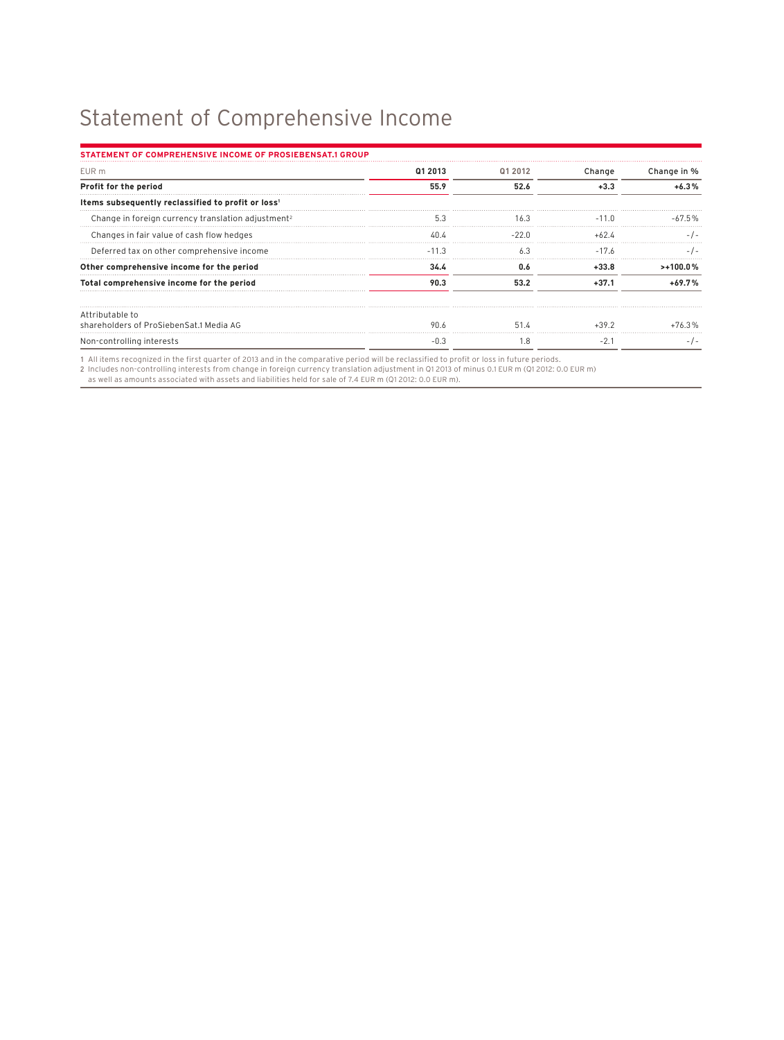# Statement of Comprehensive Income

**STATEMENT OF COMPREHENSIVE INCOME OF PROSIEBENSAT.1 GROUP**

| EUR m | Q1 2013 | Q1 2012 | Change | Change in % |
|---|---|---|---|---|
| **Profit for the period** | **55.9** | **52.6** | **+3.3** | **+6.3%** |
| **Items subsequently reclassified to profit or loss[1]** | | | | |
| Change in foreign currency translation adjustment[2] | 5.3 | 16.3 | -11.0 | -67.5% |
| Changes in fair value of cash flow hedges | 40.4 | -22.0 | +62.4 | -/- |
| Deferred tax on other comprehensive income | -11.3 | 6.3 | -17.6 | -/- |
| **Other comprehensive income for the period** | **34.4** | **0.6** | **+33.8** | **>+100.0%** |
| **Total comprehensive income for the period** | **90.3** | **53.2** | **+37.1** | **+69.7%** |
| | | | | |
| Attributable to shareholders of ProSiebenSat.1 Media AG | 90.6 | 51.4 | +39.2 | +76.3% |
| Non-controlling interests | -0.3 | 1.8 | -2.1 | -/- |

1 All items recognized in the first quarter of 2013 and in the comparative period will be reclassified to profit or loss in future periods.
2 Includes non-controlling interests from change in foreign currency translation adjustment in Q1 2013 of minus 0.1 EUR m (Q1 2012: 0.0 EUR m) as well as amounts associated with assets and liabilities held for sale of 7.4 EUR m (Q1 2012: 0.0 EUR m).